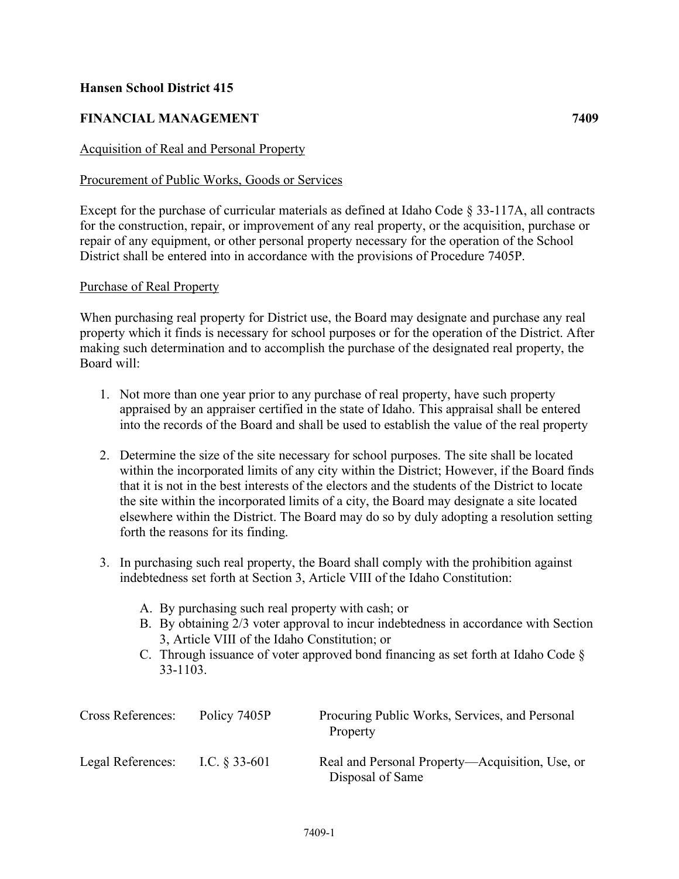**Hansen School District 415**

**FINANCIAL MANAGEMENT** **7409**

Acquisition of Real and Personal Property

Procurement of Public Works, Goods or Services

Except for the purchase of curricular materials as defined at Idaho Code § 33-117A, all contracts for the construction, repair, or improvement of any real property, or the acquisition, purchase or repair of any equipment, or other personal property necessary for the operation of the School District shall be entered into in accordance with the provisions of Procedure 7405P.

Purchase of Real Property

When purchasing real property for District use, the Board may designate and purchase any real property which it finds is necessary for school purposes or for the operation of the District. After making such determination and to accomplish the purchase of the designated real property, the Board will:

1. Not more than one year prior to any purchase of real property, have such property appraised by an appraiser certified in the state of Idaho. This appraisal shall be entered into the records of the Board and shall be used to establish the value of the real property

2. Determine the size of the site necessary for school purposes. The site shall be located within the incorporated limits of any city within the District; However, if the Board finds that it is not in the best interests of the electors and the students of the District to locate the site within the incorporated limits of a city, the Board may designate a site located elsewhere within the District. The Board may do so by duly adopting a resolution setting forth the reasons for its finding.

3. In purchasing such real property, the Board shall comply with the prohibition against indebtedness set forth at Section 3, Article VIII of the Idaho Constitution:

    A. By purchasing such real property with cash; or
    B. By obtaining 2/3 voter approval to incur indebtedness in accordance with Section 3, Article VIII of the Idaho Constitution; or
    C. Through issuance of voter approved bond financing as set forth at Idaho Code § 33-1103.

| | | |
|---|---|---|
| Cross References: | Policy 7405P | Procuring Public Works, Services, and Personal Property |
| Legal References: | I.C. § 33-601 | Real and Personal Property—Acquisition, Use, or Disposal of Same |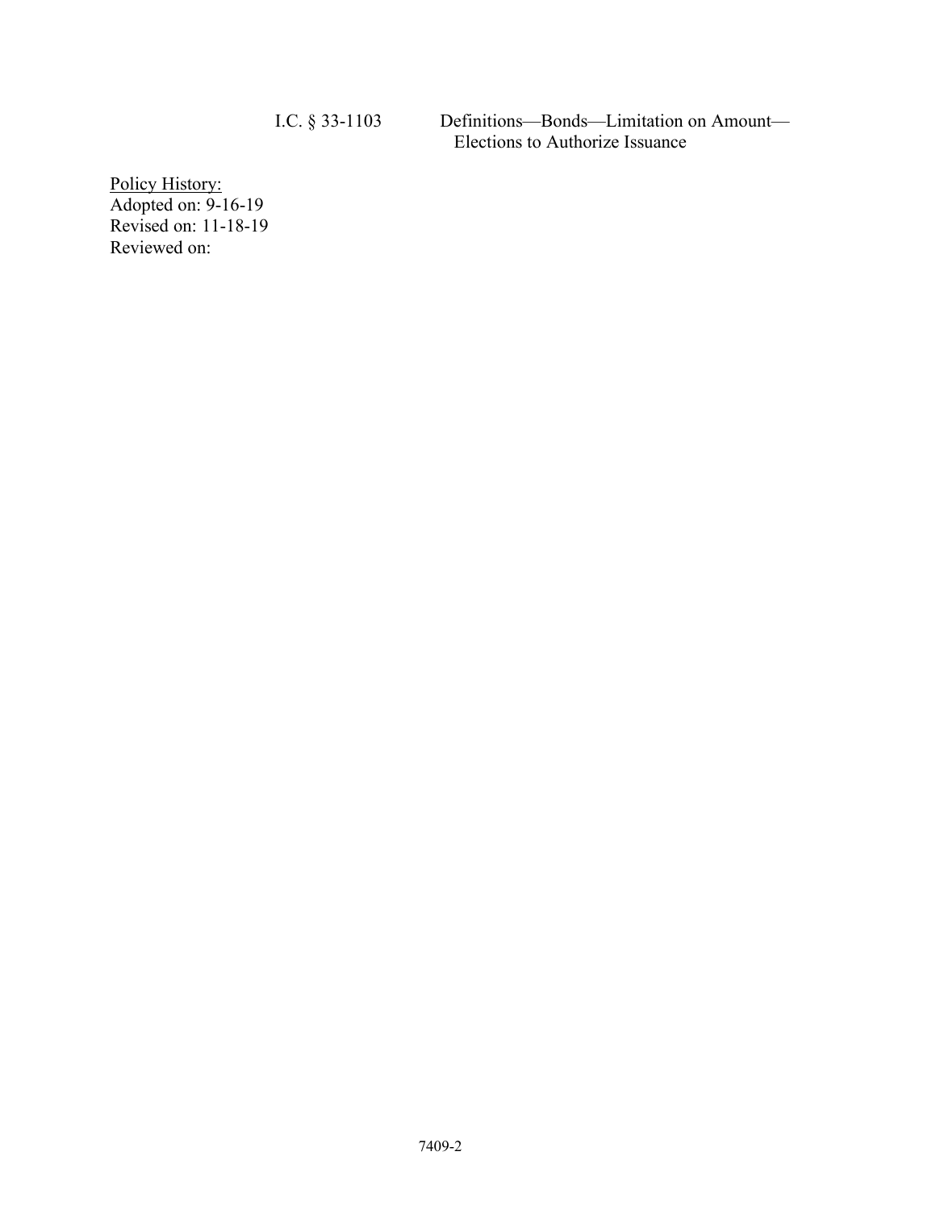I.C. § 33-1103 Definitions—Bonds—Limitation on Amount—Elections to Authorize Issuance

Policy History:
Adopted on: 9-16-19
Revised on: 11-18-19
Reviewed on: